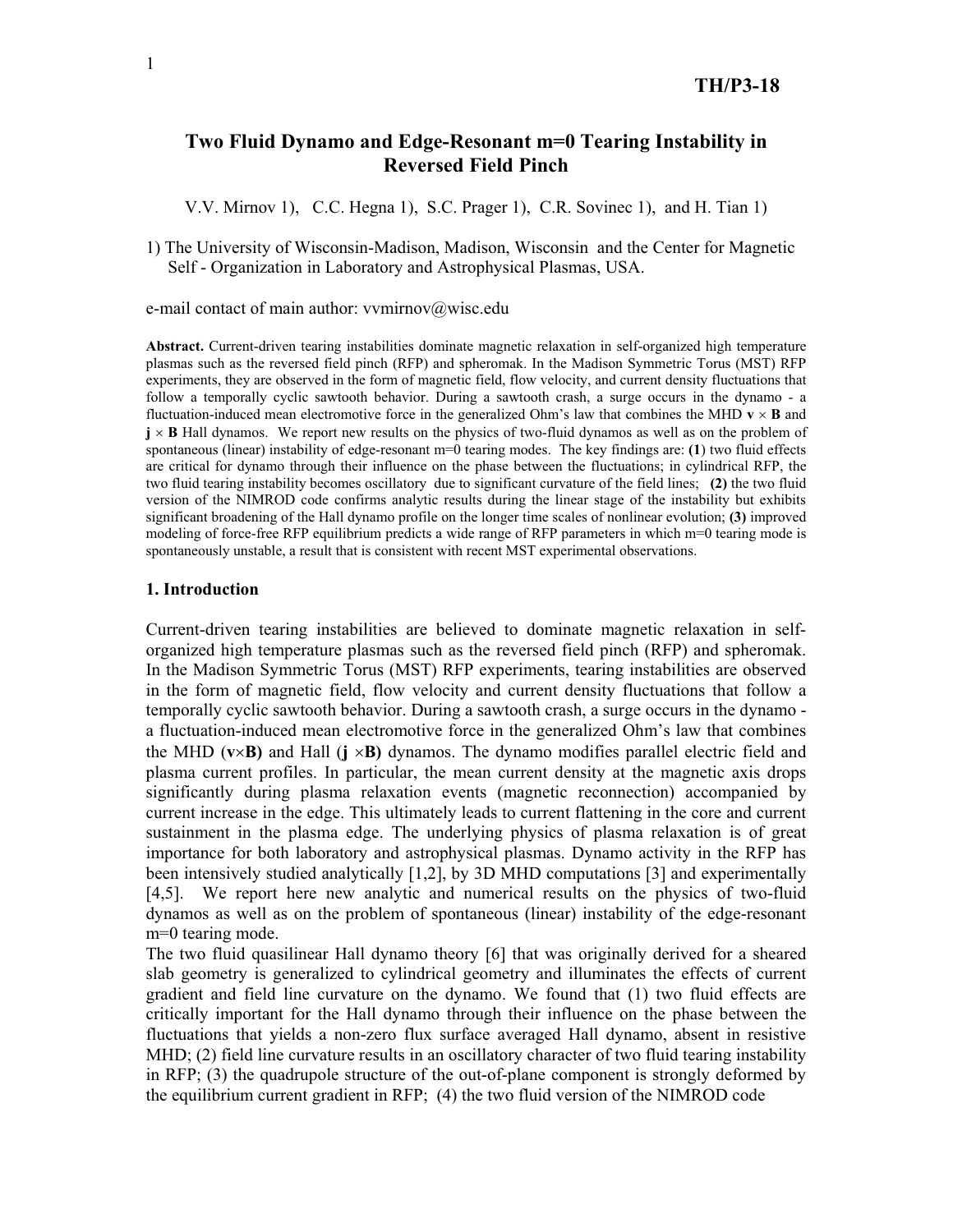TH/P3-18

# Two Fluid Dynamo and Edge-Resonant m=0 Tearing Instability in Reversed Field Pinch

V.V. Mirnov 1), C.C. Hegna 1), S.C. Prager 1), C.R. Sovinec 1), and H. Tian 1)

1) The University of Wisconsin-Madison, Madison, Wisconsin and the Center for Magnetic Self - Organization in Laboratory and Astrophysical Plasmas, USA.

e-mail contact of main author: vvmirnov@wisc.edu

**Abstract.** Current-driven tearing instabilities dominate magnetic relaxation in self-organized high temperature plasmas such as the reversed field pinch (RFP) and spheromak. In the Madison Symmetric Torus (MST) RFP experiments, they are observed in the form of magnetic field, flow velocity, and current density fluctuations that follow a temporally cyclic sawtooth behavior. During a sawtooth crash, a surge occurs in the dynamo - a fluctuation-induced mean electromotive force in the generalized Ohm's law that combines the MHD $\mathbf{v} \times \mathbf{B}$ and $\mathbf{j} \times \mathbf{B}$ Hall dynamos. We report new results on the physics of two-fluid dynamos as well as on the problem of spontaneous (linear) instability of edge-resonant m=0 tearing modes. The key findings are: **(1**) two fluid effects are critical for dynamo through their influence on the phase between the fluctuations; in cylindrical RFP, the two fluid tearing instability becomes oscillatory due to significant curvature of the field lines; **(2)** the two fluid version of the NIMROD code confirms analytic results during the linear stage of the instability but exhibits significant broadening of the Hall dynamo profile on the longer time scales of nonlinear evolution; **(3)** improved modeling of force-free RFP equilibrium predicts a wide range of RFP parameters in which m=0 tearing mode is spontaneously unstable, a result that is consistent with recent MST experimental observations.

## 1. Introduction

Current-driven tearing instabilities are believed to dominate magnetic relaxation in self-organized high temperature plasmas such as the reversed field pinch (RFP) and spheromak. In the Madison Symmetric Torus (MST) RFP experiments, tearing instabilities are observed in the form of magnetic field, flow velocity and current density fluctuations that follow a temporally cyclic sawtooth behavior. During a sawtooth crash, a surge occurs in the dynamo - a fluctuation-induced mean electromotive force in the generalized Ohm's law that combines the MHD ($\mathbf{v}\times\mathbf{B}$) and Hall ($\mathbf{j} \times\mathbf{B}$) dynamos. The dynamo modifies parallel electric field and plasma current profiles. In particular, the mean current density at the magnetic axis drops significantly during plasma relaxation events (magnetic reconnection) accompanied by current increase in the edge. This ultimately leads to current flattening in the core and current sustainment in the plasma edge. The underlying physics of plasma relaxation is of great importance for both laboratory and astrophysical plasmas. Dynamo activity in the RFP has been intensively studied analytically [1,2], by 3D MHD computations [3] and experimentally [4,5]. We report here new analytic and numerical results on the physics of two-fluid dynamos as well as on the problem of spontaneous (linear) instability of the edge-resonant m=0 tearing mode.

The two fluid quasilinear Hall dynamo theory [6] that was originally derived for a sheared slab geometry is generalized to cylindrical geometry and illuminates the effects of current gradient and field line curvature on the dynamo. We found that (1) two fluid effects are critically important for the Hall dynamo through their influence on the phase between the fluctuations that yields a non-zero flux surface averaged Hall dynamo, absent in resistive MHD; (2) field line curvature results in an oscillatory character of two fluid tearing instability in RFP; (3) the quadrupole structure of the out-of-plane component is strongly deformed by the equilibrium current gradient in RFP; (4) the two fluid version of the NIMROD code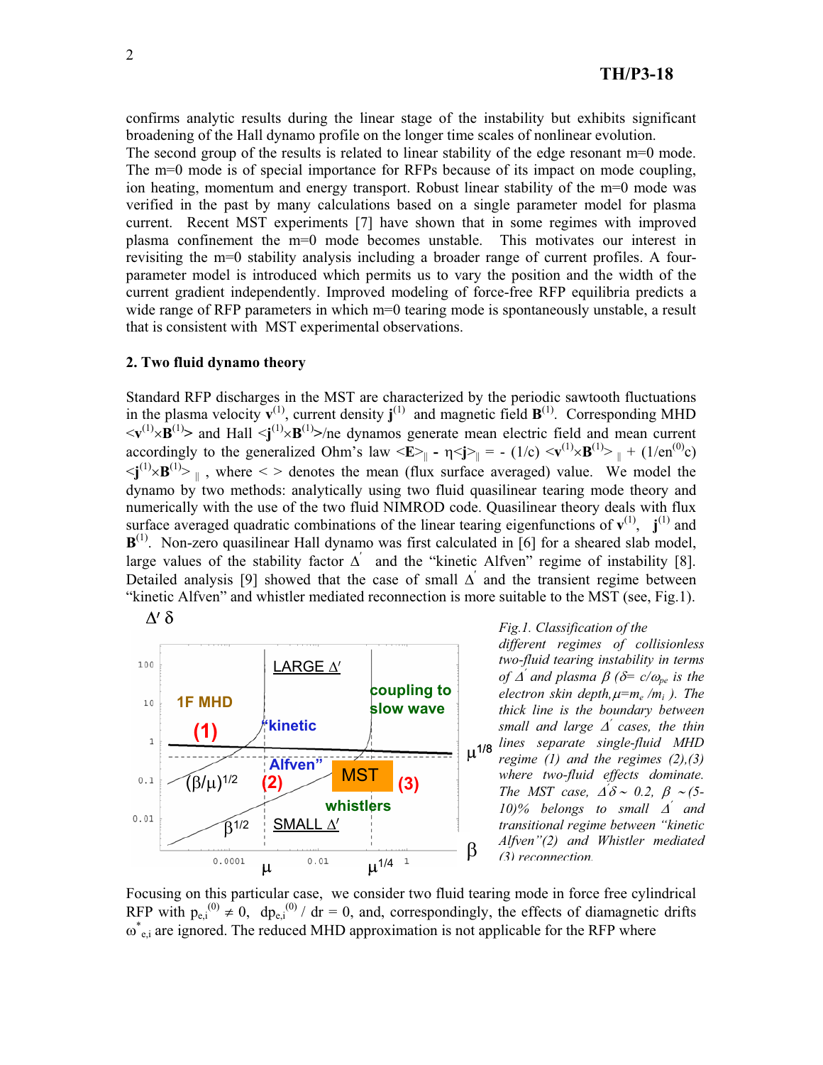confirms analytic results during the linear stage of the instability but exhibits significant broadening of the Hall dynamo profile on the longer time scales of nonlinear evolution.

The second group of the results is related to linear stability of the edge resonant m=0 mode. The m=0 mode is of special importance for RFPs because of its impact on mode coupling, ion heating, momentum and energy transport. Robust linear stability of the m=0 mode was verified in the past by many calculations based on a single parameter model for plasma current. Recent MST experiments [7] have shown that in some regimes with improved plasma confinement the m=0 mode becomes unstable. This motivates our interest in revisiting the m=0 stability analysis including a broader range of current profiles. A four-parameter model is introduced which permits us to vary the position and the width of the current gradient independently. Improved modeling of force-free RFP equilibria predicts a wide range of RFP parameters in which m=0 tearing mode is spontaneously unstable, a result that is consistent with MST experimental observations.

## 2. Two fluid dynamo theory

Standard RFP discharges in the MST are characterized by the periodic sawtooth fluctuations in the plasma velocity $\mathbf{v}^{(1)}$, current density $\mathbf{j}^{(1)}$ and magnetic field $\mathbf{B}^{(1)}$. Corresponding MHD $\langle \mathbf{v}^{(1)}\times\mathbf{B}^{(1)}\rangle$ and Hall $\langle \mathbf{j}^{(1)}\times\mathbf{B}^{(1)}\rangle/ne$ dynamos generate mean electric field and mean current accordingly to the generalized Ohm's law $\langle \mathbf{E}\rangle_{\parallel} - \eta\langle \mathbf{j}\rangle_{\parallel} = -(1/c)\langle \mathbf{v}^{(1)}\times\mathbf{B}^{(1)}\rangle_{\parallel} + (1/en^{(0)}c)\langle \mathbf{j}^{(1)}\times\mathbf{B}^{(1)}\rangle_{\parallel}$, where $\langle\ \rangle$ denotes the mean (flux surface averaged) value. We model the dynamo by two methods: analytically using two fluid quasilinear tearing mode theory and numerically with the use of the two fluid NIMROD code. Quasilinear theory deals with flux surface averaged quadratic combinations of the linear tearing eigenfunctions of $\mathbf{v}^{(1)}$, $\mathbf{j}^{(1)}$ and $\mathbf{B}^{(1)}$. Non-zero quasilinear Hall dynamo was first calculated in [6] for a sheared slab model, large values of the stability factor $\Delta'$ and the "kinetic Alfven" regime of instability [8]. Detailed analysis [9] showed that the case of small $\Delta'$ and the transient regime between "kinetic Alfven" and whistler mediated reconnection is more suitable to the MST (see, Fig.1).

*Fig.1. Classification of the different regimes of collisionless two-fluid tearing instability in terms of $\Delta'$ and plasma $\beta$ ($\delta = c/\omega_{pe}$ is the electron skin depth, $\mu = m_e/m_i$ ). The thick line is the boundary between small and large $\Delta'$ cases, the thin lines separate single-fluid MHD regime (1) and the regimes (2),(3) where two-fluid effects dominate. The MST case, $\Delta'\delta \sim 0.2$, $\beta \sim (5\text{-}10)\%$ belongs to small $\Delta'$ and transitional regime between "kinetic Alfven"(2) and Whistler mediated (3) reconnection.*

Focusing on this particular case, we consider two fluid tearing mode in force free cylindrical RFP with $p_{e,i}^{(0)} \neq 0$, $dp_{e,i}^{(0)}/dr = 0$, and, correspondingly, the effects of diamagnetic drifts $\omega^*_{e,i}$ are ignored. The reduced MHD approximation is not applicable for the RFP where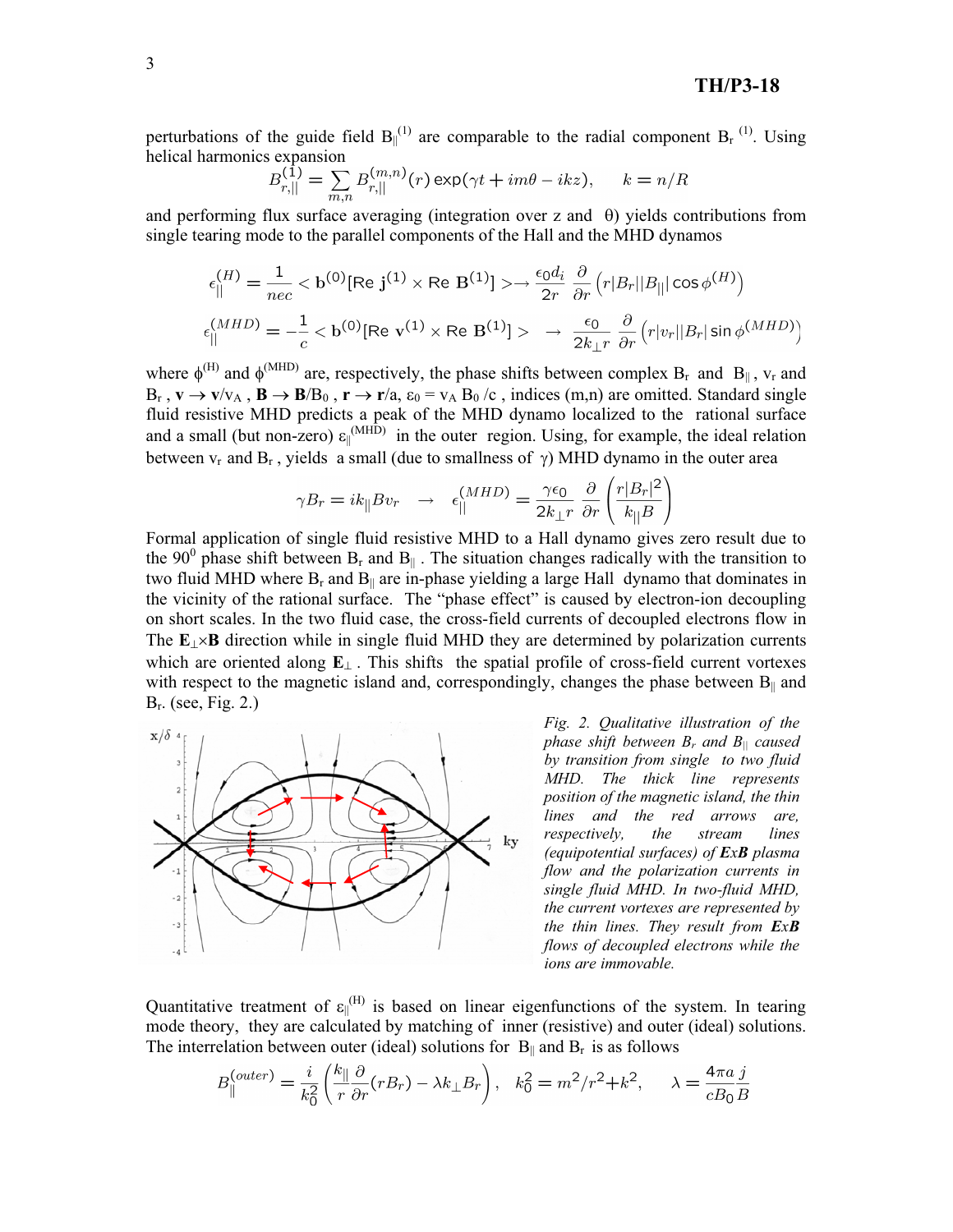perturbations of the guide field $B_{\|}^{(1)}$ are comparable to the radial component $B_r^{(1)}$. Using helical harmonics expansion

$$B_{r,\|}^{(1)} = \sum_{m,n} B_{r,\|}^{(m,n)}(r)\exp(\gamma t + im\theta - ikz), \qquad k = n/R$$

and performing flux surface averaging (integration over z and θ) yields contributions from single tearing mode to the parallel components of the Hall and the MHD dynamos

$$\epsilon_{\|}^{(H)} = \frac{1}{nec} < \mathbf{b}^{(0)}[\text{Re } \mathbf{j}^{(1)} \times \text{Re } \mathbf{B}^{(1)}] > \rightarrow \frac{\epsilon_0 d_i}{2r}\frac{\partial}{\partial r}\left(r|B_r||B_{\|}|\cos\phi^{(H)}\right)$$

$$\epsilon_{\|}^{(MHD)} = -\frac{1}{c} < \mathbf{b}^{(0)}[\text{Re } \mathbf{v}^{(1)} \times \text{Re } \mathbf{B}^{(1)}] > \quad \rightarrow \quad \frac{\epsilon_0}{2k_\perp r}\frac{\partial}{\partial r}\left(r|v_r||B_r|\sin\phi^{(MHD)}\right)$$

where $\phi^{(H)}$ and $\phi^{(MHD)}$ are, respectively, the phase shifts between complex $B_r$ and $B_{\|}$, $v_r$ and $B_r$, $\mathbf{v} \rightarrow \mathbf{v}/v_A$, $\mathbf{B} \rightarrow \mathbf{B}/B_0$, $\mathbf{r} \rightarrow \mathbf{r}/a$, $\varepsilon_0 = v_A B_0/c$, indices (m,n) are omitted. Standard single fluid resistive MHD predicts a peak of the MHD dynamo localized to the rational surface and a small (but non-zero) $\varepsilon_{\|}^{(MHD)}$ in the outer region. Using, for example, the ideal relation between $v_r$ and $B_r$, yields a small (due to smallness of $\gamma$) MHD dynamo in the outer area

$$\gamma B_r = ik_{\|}Bv_r \quad \rightarrow \quad \epsilon_{\|}^{(MHD)} = \frac{\gamma\epsilon_0}{2k_\perp r}\frac{\partial}{\partial r}\left(\frac{r|B_r|^2}{k_{\|}B}\right)$$

Formal application of single fluid resistive MHD to a Hall dynamo gives zero result due to the 90° phase shift between $B_r$ and $B_{\|}$. The situation changes radically with the transition to two fluid MHD where $B_r$ and $B_{\|}$ are in-phase yielding a large Hall dynamo that dominates in the vicinity of the rational surface. The "phase effect" is caused by electron-ion decoupling on short scales. In the two fluid case, the cross-field currents of decoupled electrons flow in The $\mathbf{E}_\perp \times \mathbf{B}$ direction while in single fluid MHD they are determined by polarization currents which are oriented along $\mathbf{E}_\perp$. This shifts the spatial profile of cross-field current vortexes with respect to the magnetic island and, correspondingly, changes the phase between $B_{\|}$ and $B_r$. (see, Fig. 2.)

*Fig. 2. Qualitative illustration of the phase shift between $B_r$ and $B_{\|}$ caused by transition from single to two fluid MHD. The thick line represents position of the magnetic island, the thin lines and the red arrows are, respectively, the stream lines (equipotential surfaces) of **ExB** plasma flow and the polarization currents in single fluid MHD. In two-fluid MHD, the current vortexes are represented by the thin lines. They result from **ExB** flows of decoupled electrons while the ions are immovable.*

Quantitative treatment of $\varepsilon_{\|}^{(H)}$ is based on linear eigenfunctions of the system. In tearing mode theory, they are calculated by matching of inner (resistive) and outer (ideal) solutions. The interrelation between outer (ideal) solutions for $B_{\|}$ and $B_r$ is as follows

$$B_{\|}^{(outer)} = \frac{i}{k_0^2}\left(\frac{k_{\|}}{r}\frac{\partial}{\partial r}(rB_r) - \lambda k_\perp B_r\right), \quad k_0^2 = m^2/r^2 + k^2, \qquad \lambda = \frac{4\pi a}{cB_0}\frac{j}{B}$$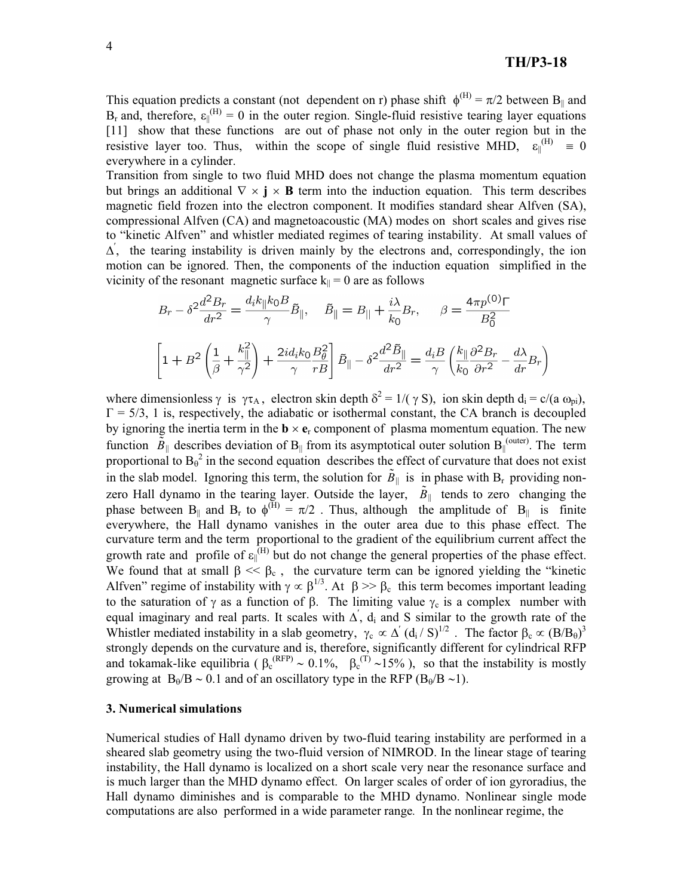This equation predicts a constant (not dependent on r) phase shift $\phi^{(H)} = \pi/2$ between $B_\parallel$ and $B_r$ and, therefore, $\varepsilon_\parallel^{(H)} = 0$ in the outer region. Single-fluid resistive tearing layer equations [11] show that these functions are out of phase not only in the outer region but in the resistive layer too. Thus, within the scope of single fluid resistive MHD, $\varepsilon_\parallel^{(H)} \equiv 0$ everywhere in a cylinder.

Transition from single to two fluid MHD does not change the plasma momentum equation but brings an additional $\nabla \times \mathbf{j} \times \mathbf{B}$ term into the induction equation. This term describes magnetic field frozen into the electron component. It modifies standard shear Alfven (SA), compressional Alfven (CA) and magnetoacoustic (MA) modes on short scales and gives rise to "kinetic Alfven" and whistler mediated regimes of tearing instability. At small values of $\Delta'$, the tearing instability is driven mainly by the electrons and, correspondingly, the ion motion can be ignored. Then, the components of the induction equation simplified in the vicinity of the resonant magnetic surface $k_\parallel = 0$ are as follows

$$B_r - \delta^2 \frac{d^2 B_r}{dr^2} = \frac{d_i k_\parallel k_0 B}{\gamma} \tilde{B}_\parallel, \quad \tilde{B}_\parallel = B_\parallel + \frac{i\lambda}{k_0} B_r, \quad \beta = \frac{4\pi p^{(0)} \Gamma}{B_0^2}$$

$$\left[ 1 + B^2 \left( \frac{1}{\beta} + \frac{k_\parallel^2}{\gamma^2} \right) + \frac{2 i d_i k_0}{\gamma} \frac{B_\theta^2}{rB} \right] \tilde{B}_\parallel - \delta^2 \frac{d^2 \tilde{B}_\parallel}{dr^2} = \frac{d_i B}{\gamma} \left( \frac{k_\parallel}{k_0} \frac{\partial^2 B_r}{\partial r^2} - \frac{d\lambda}{dr} B_r \right)$$

where dimensionless $\gamma$ is $\gamma\tau_A$, electron skin depth $\delta^2 = 1/(\gamma S)$, ion skin depth $d_i = c/(a\,\omega_{pi})$, $\Gamma = 5/3$, 1 is, respectively, the adiabatic or isothermal constant, the CA branch is decoupled by ignoring the inertia term in the $\mathbf{b} \times \mathbf{e}_r$ component of plasma momentum equation. The new function $\tilde{B}_\parallel$ describes deviation of $B_\parallel$ from its asymptotical outer solution $B_\parallel^{(outer)}$. The term proportional to $B_\theta^2$ in the second equation describes the effect of curvature that does not exist in the slab model. Ignoring this term, the solution for $\tilde{B}_\parallel$ is in phase with $B_r$ providing non-zero Hall dynamo in the tearing layer. Outside the layer, $\tilde{B}_\parallel$ tends to zero changing the phase between $B_\parallel$ and $B_r$ to $\phi^{(H)} = \pi/2$. Thus, although the amplitude of $B_\parallel$ is finite everywhere, the Hall dynamo vanishes in the outer area due to this phase effect. The curvature term and the term proportional to the gradient of the equilibrium current affect the growth rate and profile of $\varepsilon_\parallel^{(H)}$ but do not change the general properties of the phase effect. We found that at small $\beta \ll \beta_c$, the curvature term can be ignored yielding the "kinetic Alfven" regime of instability with $\gamma \propto \beta^{1/3}$. At $\beta \gg \beta_c$ this term becomes important leading to the saturation of $\gamma$ as a function of $\beta$. The limiting value $\gamma_c$ is a complex number with equal imaginary and real parts. It scales with $\Delta'$, $d_i$ and S similar to the growth rate of the Whistler mediated instability in a slab geometry, $\gamma_c \propto \Delta' (d_i / S)^{1/2}$. The factor $\beta_c \propto (B/B_\theta)^3$ strongly depends on the curvature and is, therefore, significantly different for cylindrical RFP and tokamak-like equilibria ( $\beta_c^{(RFP)} \sim 0.1\%$, $\beta_c^{(T)} \sim 15\%$ ), so that the instability is mostly growing at $B_\theta/B \sim 0.1$ and of an oscillatory type in the RFP ($B_\theta/B \sim 1$).

## 3. Numerical simulations

Numerical studies of Hall dynamo driven by two-fluid tearing instability are performed in a sheared slab geometry using the two-fluid version of NIMROD. In the linear stage of tearing instability, the Hall dynamo is localized on a short scale very near the resonance surface and is much larger than the MHD dynamo effect. On larger scales of order of ion gyroradius, the Hall dynamo diminishes and is comparable to the MHD dynamo. Nonlinear single mode computations are also performed in a wide parameter range. In the nonlinear regime, the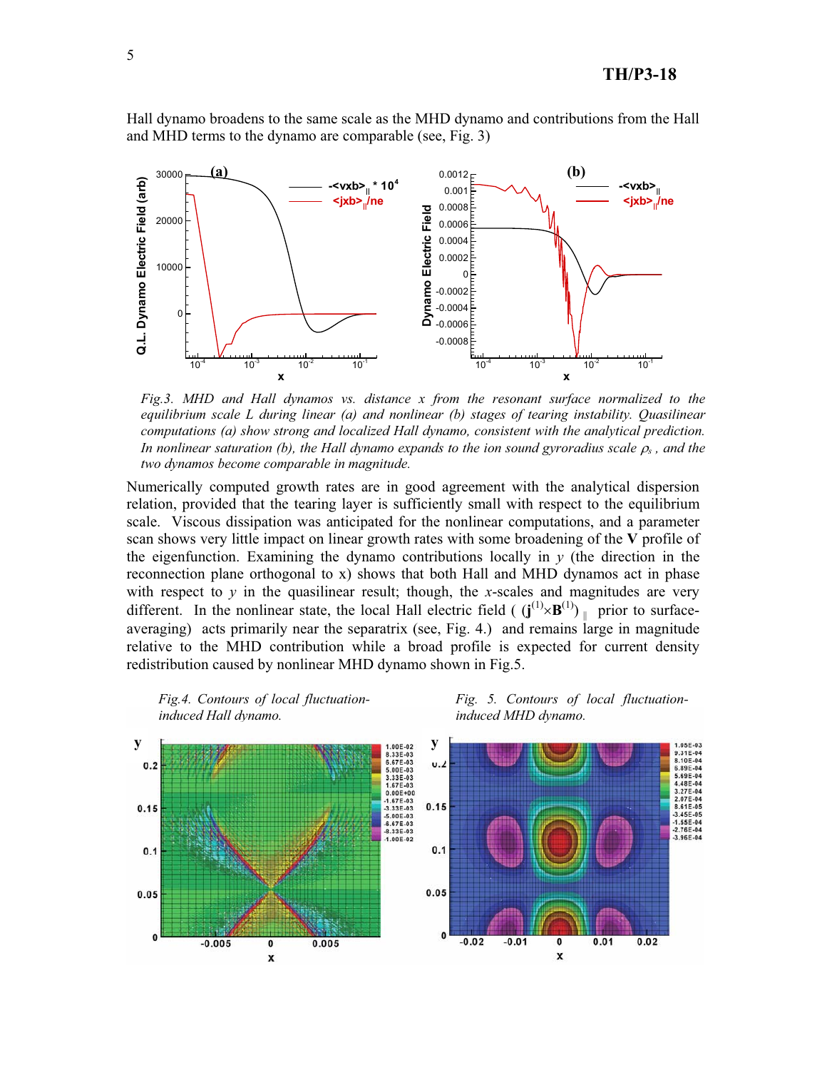Hall dynamo broadens to the same scale as the MHD dynamo and contributions from the Hall and MHD terms to the dynamo are comparable (see, Fig. 3)

*Fig.3. MHD and Hall dynamos vs. distance x from the resonant surface normalized to the equilibrium scale L during linear (a) and nonlinear (b) stages of tearing instability. Quasilinear computations (a) show strong and localized Hall dynamo, consistent with the analytical prediction. In nonlinear saturation (b), the Hall dynamo expands to the ion sound gyroradius scale $\rho_s$ , and the two dynamos become comparable in magnitude.*

Numerically computed growth rates are in good agreement with the analytical dispersion relation, provided that the tearing layer is sufficiently small with respect to the equilibrium scale. Viscous dissipation was anticipated for the nonlinear computations, and a parameter scan shows very little impact on linear growth rates with some broadening of the **V** profile of the eigenfunction. Examining the dynamo contributions locally in $y$ (the direction in the reconnection plane orthogonal to x) shows that both Hall and MHD dynamos act in phase with respect to $y$ in the quasilinear result; though, the $x$-scales and magnitudes are very different. In the nonlinear state, the local Hall electric field ( $(\mathbf{j}^{(1)}\times\mathbf{B}^{(1)})_{\parallel}$ prior to surface-averaging) acts primarily near the separatrix (see, Fig. 4.) and remains large in magnitude relative to the MHD contribution while a broad profile is expected for current density redistribution caused by nonlinear MHD dynamo shown in Fig.5.

*Fig.4. Contours of local fluctuation-induced Hall dynamo.*

*Fig. 5. Contours of local fluctuation-induced MHD dynamo.*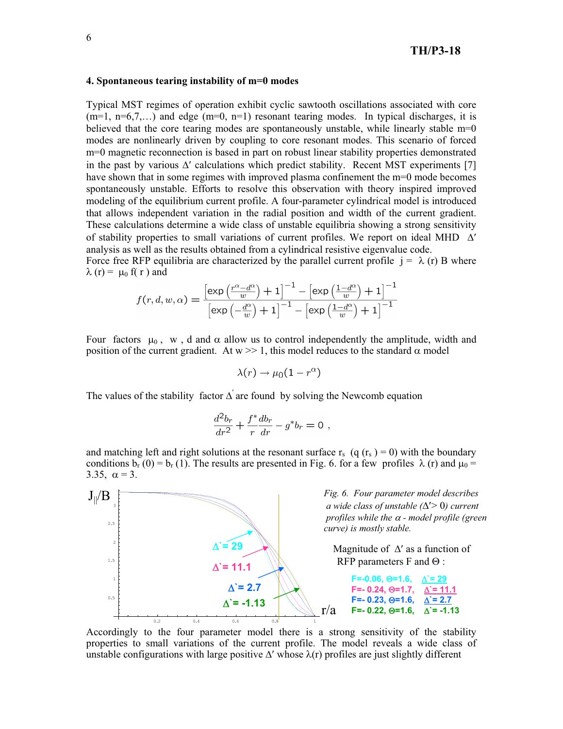### 4. Spontaneous tearing instability of m=0 modes

Typical MST regimes of operation exhibit cyclic sawtooth oscillations associated with core (m=1, n=6,7,…) and edge (m=0, n=1) resonant tearing modes. In typical discharges, it is believed that the core tearing modes are spontaneously unstable, while linearly stable m=0 modes are nonlinearly driven by coupling to core resonant modes. This scenario of forced m=0 magnetic reconnection is based in part on robust linear stability properties demonstrated in the past by various $\Delta'$ calculations which predict stability. Recent MST experiments [7] have shown that in some regimes with improved plasma confinement the m=0 mode becomes spontaneously unstable. Efforts to resolve this observation with theory inspired improved modeling of the equilibrium current profile. A four-parameter cylindrical model is introduced that allows independent variation in the radial position and width of the current gradient. These calculations determine a wide class of unstable equilibria showing a strong sensitivity of stability properties to small variations of current profiles. We report on ideal MHD $\Delta'$ analysis as well as the results obtained from a cylindrical resistive eigenvalue code.

Force free RFP equilibria are characterized by the parallel current profile $j = \lambda(r) B$ where $\lambda(r) = \mu_0 f(r)$ and

$$f(r,d,w,\alpha) = \frac{\left[\exp\left(\frac{r^\alpha - d^\alpha}{w}\right)+1\right]^{-1} - \left[\exp\left(\frac{1-d^\alpha}{w}\right)+1\right]^{-1}}{\left[\exp\left(-\frac{d^\alpha}{w}\right)+1\right]^{-1} - \left[\exp\left(\frac{1-d^\alpha}{w}\right)+1\right]^{-1}}$$

Four factors $\mu_0$, $w$, $d$ and $\alpha$ allow us to control independently the amplitude, width and position of the current gradient. At $w \gg 1$, this model reduces to the standard $\alpha$ model

$$\lambda(r) \to \mu_0(1 - r^\alpha)$$

The values of the stability factor $\Delta'$ are found by solving the Newcomb equation

$$\frac{d^2 b_r}{dr^2} + \frac{f^*}{r}\frac{db_r}{dr} - g^* b_r = 0\ ,$$

and matching left and right solutions at the resonant surface $r_s$ ($q(r_s) = 0$) with the boundary conditions $b_r(0) = b_r(1)$. The results are presented in Fig. 6. for a few profiles $\lambda(r)$ and $\mu_0 = 3.35$, $\alpha = 3$.

*Fig. 6. Four parameter model describes a wide class of unstable ($\Delta' > 0$) current profiles while the $\alpha$ - model profile (green curve) is mostly stable.*

Magnitude of $\Delta'$ as a function of RFP parameters F and $\Theta$ :

| F | $\Theta$ | $\Delta'$ |
|---|---|---|
| -0.06 | 1.6 | 29 |
| -0.24 | 1.7 | 11.1 |
| -0.23 | 1.6 | 2.7 |
| -0.22 | 1.6 | -1.13 |

Accordingly to the four parameter model there is a strong sensitivity of the stability properties to small variations of the current profile. The model reveals a wide class of unstable configurations with large positive $\Delta'$ whose $\lambda(r)$ profiles are just slightly different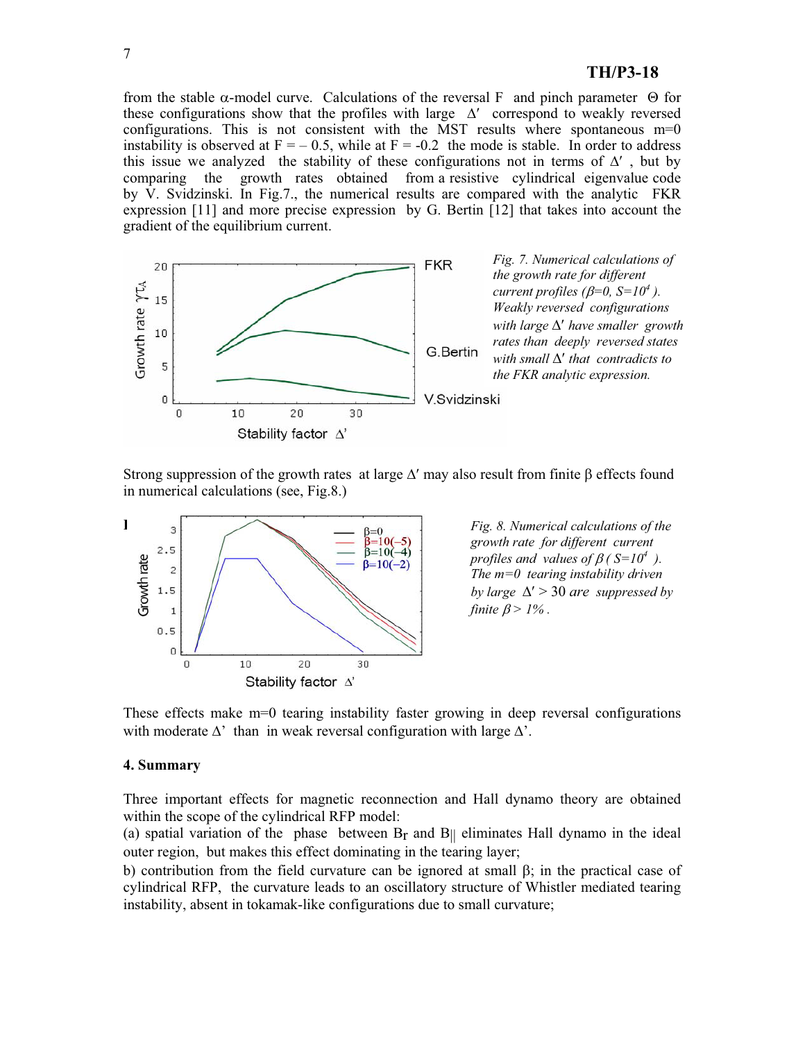from the stable $\alpha$-model curve. Calculations of the reversal F and pinch parameter $\Theta$ for these configurations show that the profiles with large $\Delta'$ correspond to weakly reversed configurations. This is not consistent with the MST results where spontaneous m=0 instability is observed at F = – 0.5, while at F = -0.2 the mode is stable. In order to address this issue we analyzed the stability of these configurations not in terms of $\Delta'$, but by comparing the growth rates obtained from a resistive cylindrical eigenvalue code by V. Svidzinski. In Fig.7., the numerical results are compared with the analytic FKR expression [11] and more precise expression by G. Bertin [12] that takes into account the gradient of the equilibrium current.

*Fig. 7. Numerical calculations of the growth rate for different current profiles ($\beta$=0, $S=10^4$ ). Weakly reversed configurations with large $\Delta'$ have smaller growth rates than deeply reversed states with small $\Delta'$ that contradicts to the FKR analytic expression.*

Strong suppression of the growth rates at large $\Delta'$ may also result from finite $\beta$ effects found in numerical calculations (see, Fig.8.)

*Fig. 8. Numerical calculations of the growth rate for different current profiles and values of $\beta$ ( $S=10^4$ ). The m=0 tearing instability driven by large $\Delta' > 30$ are suppressed by finite $\beta > 1\%$ .*

These effects make m=0 tearing instability faster growing in deep reversal configurations with moderate $\Delta'$ than in weak reversal configuration with large $\Delta'$.

### 4. Summary

Three important effects for magnetic reconnection and Hall dynamo theory are obtained within the scope of the cylindrical RFP model:

(a) spatial variation of the phase between $B_r$ and $B_{||}$ eliminates Hall dynamo in the ideal outer region, but makes this effect dominating in the tearing layer;

b) contribution from the field curvature can be ignored at small $\beta$; in the practical case of cylindrical RFP, the curvature leads to an oscillatory structure of Whistler mediated tearing instability, absent in tokamak-like configurations due to small curvature;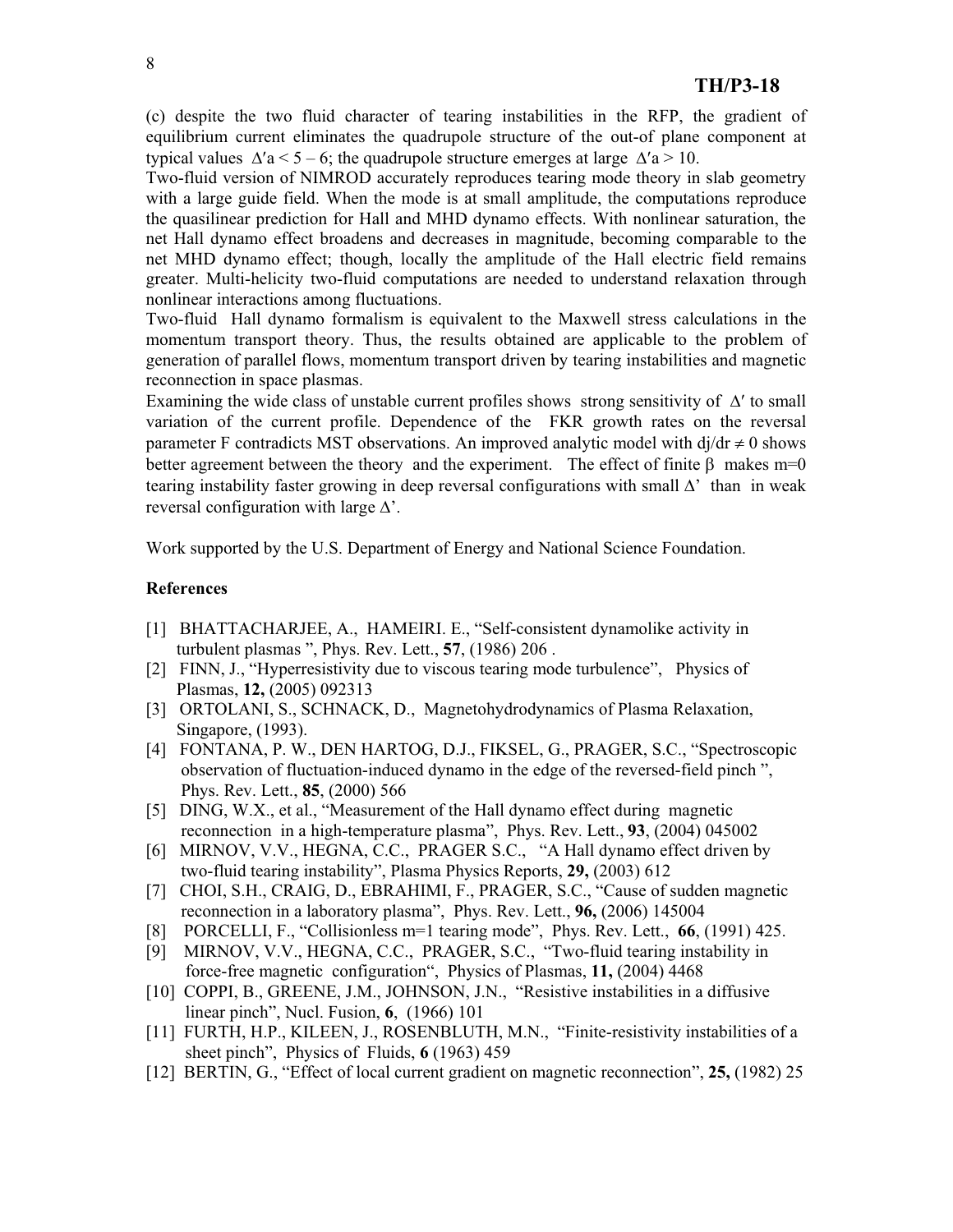(c) despite the two fluid character of tearing instabilities in the RFP, the gradient of equilibrium current eliminates the quadrupole structure of the out-of plane component at typical values $\Delta' a < 5 - 6$; the quadrupole structure emerges at large $\Delta' a > 10$.

Two-fluid version of NIMROD accurately reproduces tearing mode theory in slab geometry with a large guide field. When the mode is at small amplitude, the computations reproduce the quasilinear prediction for Hall and MHD dynamo effects. With nonlinear saturation, the net Hall dynamo effect broadens and decreases in magnitude, becoming comparable to the net MHD dynamo effect; though, locally the amplitude of the Hall electric field remains greater. Multi-helicity two-fluid computations are needed to understand relaxation through nonlinear interactions among fluctuations.

Two-fluid Hall dynamo formalism is equivalent to the Maxwell stress calculations in the momentum transport theory. Thus, the results obtained are applicable to the problem of generation of parallel flows, momentum transport driven by tearing instabilities and magnetic reconnection in space plasmas.

Examining the wide class of unstable current profiles shows strong sensitivity of $\Delta'$ to small variation of the current profile. Dependence of the FKR growth rates on the reversal parameter F contradicts MST observations. An improved analytic model with $dj/dr \neq 0$ shows better agreement between the theory and the experiment. The effect of finite $\beta$ makes m=0 tearing instability faster growing in deep reversal configurations with small $\Delta'$ than in weak reversal configuration with large $\Delta'$.

Work supported by the U.S. Department of Energy and National Science Foundation.

**References**

[1] BHATTACHARJEE, A., HAMEIRI. E., "Self-consistent dynamolike activity in turbulent plasmas ", Phys. Rev. Lett., **57**, (1986) 206 .

[2] FINN, J., "Hyperresistivity due to viscous tearing mode turbulence", Physics of Plasmas, **12,** (2005) 092313

[3] ORTOLANI, S., SCHNACK, D., Magnetohydrodynamics of Plasma Relaxation, Singapore, (1993).

[4] FONTANA, P. W., DEN HARTOG, D.J., FIKSEL, G., PRAGER, S.C., "Spectroscopic observation of fluctuation-induced dynamo in the edge of the reversed-field pinch ", Phys. Rev. Lett., **85**, (2000) 566

[5] DING, W.X., et al., "Measurement of the Hall dynamo effect during magnetic reconnection in a high-temperature plasma", Phys. Rev. Lett., **93**, (2004) 045002

[6] MIRNOV, V.V., HEGNA, C.C., PRAGER S.C., "A Hall dynamo effect driven by two-fluid tearing instability", Plasma Physics Reports, **29,** (2003) 612

[7] CHOI, S.H., CRAIG, D., EBRAHIMI, F., PRAGER, S.C., "Cause of sudden magnetic reconnection in a laboratory plasma", Phys. Rev. Lett., **96,** (2006) 145004

[8] PORCELLI, F., "Collisionless m=1 tearing mode", Phys. Rev. Lett., **66**, (1991) 425.

[9] MIRNOV, V.V., HEGNA, C.C., PRAGER, S.C., "Two-fluid tearing instability in force-free magnetic configuration", Physics of Plasmas, **11,** (2004) 4468

[10] COPPI, B., GREENE, J.M., JOHNSON, J.N., "Resistive instabilities in a diffusive linear pinch", Nucl. Fusion, **6**, (1966) 101

[11] FURTH, H.P., KILEEN, J., ROSENBLUTH, M.N., "Finite-resistivity instabilities of a sheet pinch", Physics of Fluids, **6** (1963) 459

[12] BERTIN, G., "Effect of local current gradient on magnetic reconnection", **25,** (1982) 25